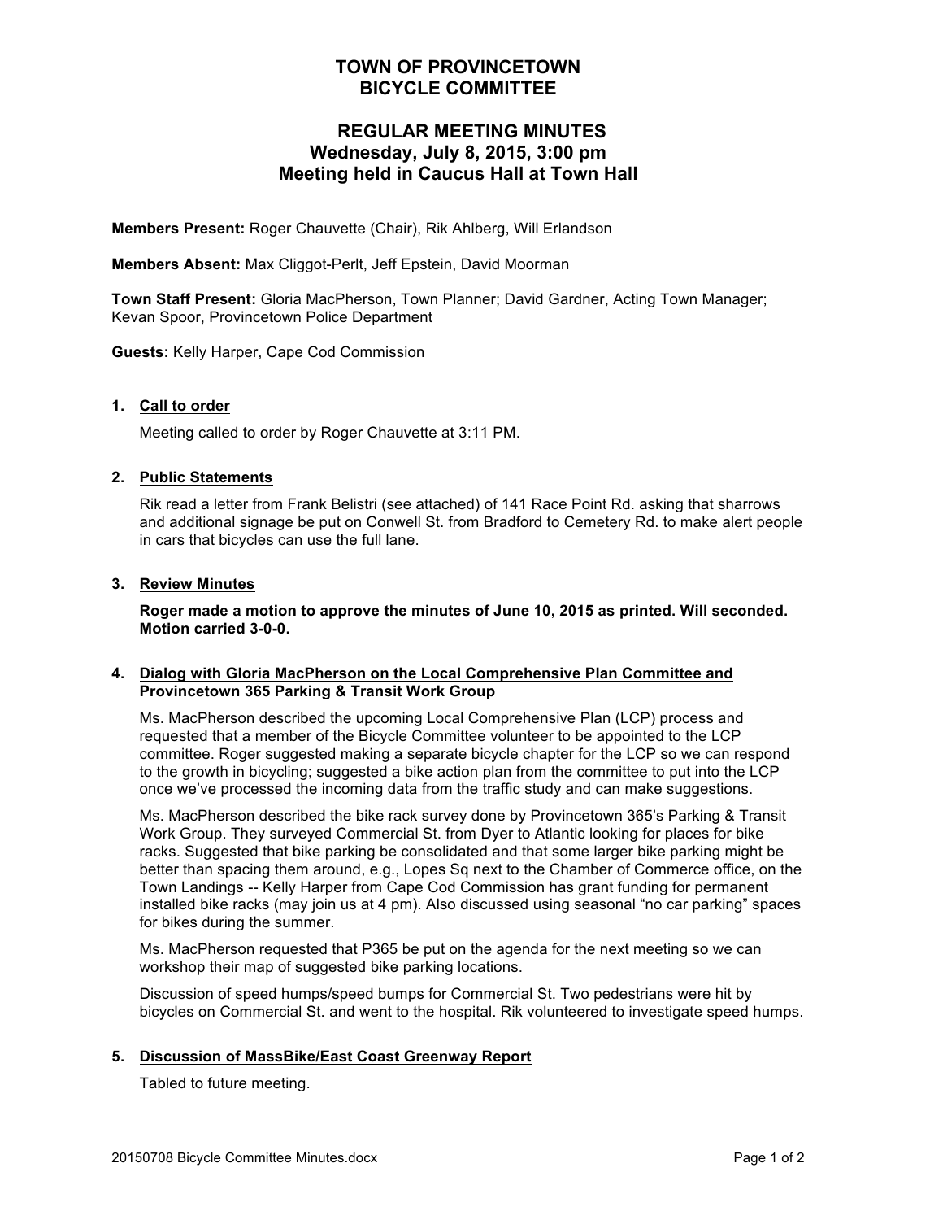# TOWN OF PROVINCETOWN
# BICYCLE COMMITTEE

## REGULAR MEETING MINUTES
## Wednesday, July 8, 2015, 3:00 pm
## Meeting held in Caucus Hall at Town Hall

**Members Present:** Roger Chauvette (Chair), Rik Ahlberg, Will Erlandson

**Members Absent:** Max Cliggot-Perlt, Jeff Epstein, David Moorman

**Town Staff Present:** Gloria MacPherson, Town Planner; David Gardner, Acting Town Manager; Kevan Spoor, Provincetown Police Department

**Guests:** Kelly Harper, Cape Cod Commission

1. **Call to order**

   Meeting called to order by Roger Chauvette at 3:11 PM.

2. **Public Statements**

   Rik read a letter from Frank Belistri (see attached) of 141 Race Point Rd. asking that sharrows and additional signage be put on Conwell St. from Bradford to Cemetery Rd. to make alert people in cars that bicycles can use the full lane.

3. **Review Minutes**

   **Roger made a motion to approve the minutes of June 10, 2015 as printed. Will seconded. Motion carried 3-0-0.**

4. **Dialog with Gloria MacPherson on the Local Comprehensive Plan Committee and Provincetown 365 Parking & Transit Work Group**

   Ms. MacPherson described the upcoming Local Comprehensive Plan (LCP) process and requested that a member of the Bicycle Committee volunteer to be appointed to the LCP committee. Roger suggested making a separate bicycle chapter for the LCP so we can respond to the growth in bicycling; suggested a bike action plan from the committee to put into the LCP once we've processed the incoming data from the traffic study and can make suggestions.

   Ms. MacPherson described the bike rack survey done by Provincetown 365's Parking & Transit Work Group. They surveyed Commercial St. from Dyer to Atlantic looking for places for bike racks. Suggested that bike parking be consolidated and that some larger bike parking might be better than spacing them around, e.g., Lopes Sq next to the Chamber of Commerce office, on the Town Landings -- Kelly Harper from Cape Cod Commission has grant funding for permanent installed bike racks (may join us at 4 pm). Also discussed using seasonal "no car parking" spaces for bikes during the summer.

   Ms. MacPherson requested that P365 be put on the agenda for the next meeting so we can workshop their map of suggested bike parking locations.

   Discussion of speed humps/speed bumps for Commercial St. Two pedestrians were hit by bicycles on Commercial St. and went to the hospital. Rik volunteered to investigate speed humps.

5. **Discussion of MassBike/East Coast Greenway Report**

   Tabled to future meeting.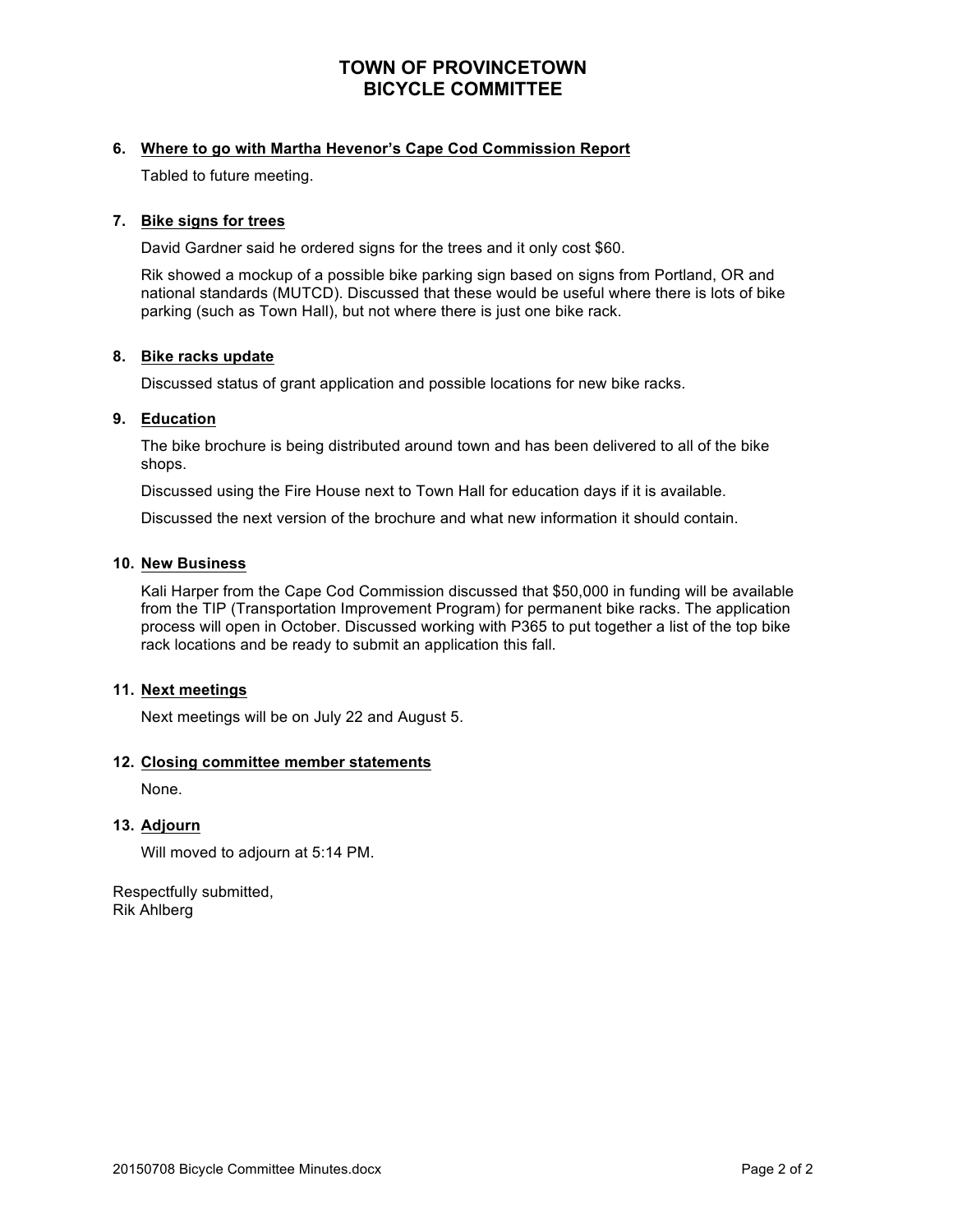# TOWN OF PROVINCETOWN
# BICYCLE COMMITTEE

**6. Where to go with Martha Hevenor's Cape Cod Commission Report**

Tabled to future meeting.

**7. Bike signs for trees**

David Gardner said he ordered signs for the trees and it only cost $60.

Rik showed a mockup of a possible bike parking sign based on signs from Portland, OR and national standards (MUTCD). Discussed that these would be useful where there is lots of bike parking (such as Town Hall), but not where there is just one bike rack.

**8. Bike racks update**

Discussed status of grant application and possible locations for new bike racks.

**9. Education**

The bike brochure is being distributed around town and has been delivered to all of the bike shops.

Discussed using the Fire House next to Town Hall for education days if it is available.

Discussed the next version of the brochure and what new information it should contain.

**10. New Business**

Kali Harper from the Cape Cod Commission discussed that $50,000 in funding will be available from the TIP (Transportation Improvement Program) for permanent bike racks. The application process will open in October. Discussed working with P365 to put together a list of the top bike rack locations and be ready to submit an application this fall.

**11. Next meetings**

Next meetings will be on July 22 and August 5.

**12. Closing committee member statements**

None.

**13. Adjourn**

Will moved to adjourn at 5:14 PM.

Respectfully submitted,
Rik Ahlberg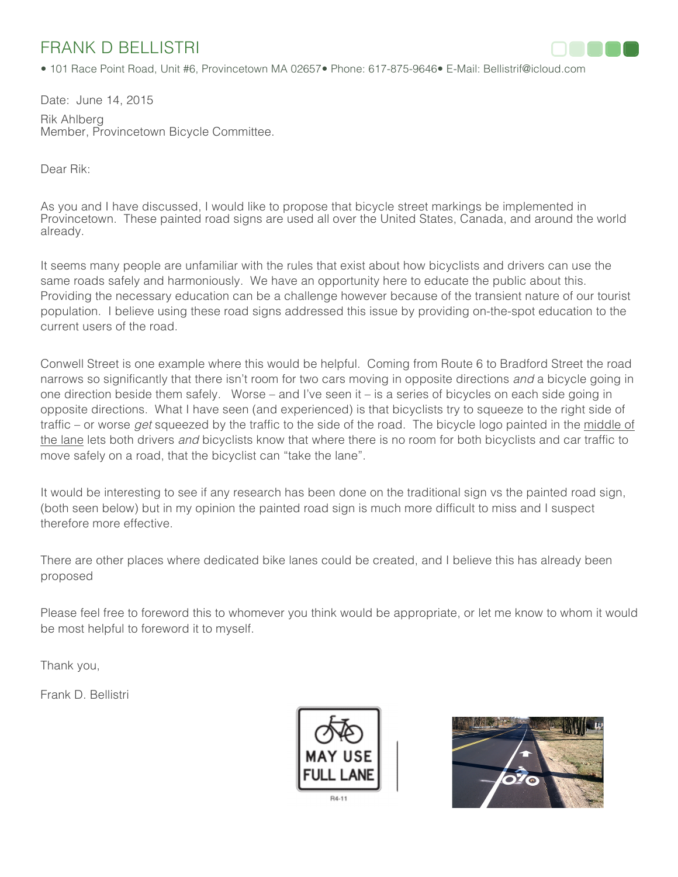# FRANK D BELLISTRI

• 101 Race Point Road, Unit #6, Provincetown MA 02657• Phone: 617-875-9646• E-Mail: Bellistrif@icloud.com

Date: June 14, 2015

Rik Ahlberg
Member, Provincetown Bicycle Committee.

Dear Rik:

As you and I have discussed, I would like to propose that bicycle street markings be implemented in Provincetown. These painted road signs are used all over the United States, Canada, and around the world already.

It seems many people are unfamiliar with the rules that exist about how bicyclists and drivers can use the same roads safely and harmoniously. We have an opportunity here to educate the public about this. Providing the necessary education can be a challenge however because of the transient nature of our tourist population. I believe using these road signs addressed this issue by providing on-the-spot education to the current users of the road.

Conwell Street is one example where this would be helpful. Coming from Route 6 to Bradford Street the road narrows so significantly that there isn't room for two cars moving in opposite directions *and* a bicycle going in one direction beside them safely. Worse – and I've seen it – is a series of bicycles on each side going in opposite directions. What I have seen (and experienced) is that bicyclists try to squeeze to the right side of traffic – or worse *get* squeezed by the traffic to the side of the road. The bicycle logo painted in the <u>middle of the lane</u> lets both drivers *and* bicyclists know that where there is no room for both bicyclists and car traffic to move safely on a road, that the bicyclist can "take the lane".

It would be interesting to see if any research has been done on the traditional sign vs the painted road sign, (both seen below) but in my opinion the painted road sign is much more difficult to miss and I suspect therefore more effective.

There are other places where dedicated bike lanes could be created, and I believe this has already been proposed

Please feel free to foreword this to whomever you think would be appropriate, or let me know to whom it would be most helpful to foreword it to myself.

Thank you,

Frank D. Bellistri

MAY USE FULL LANE

R4-11